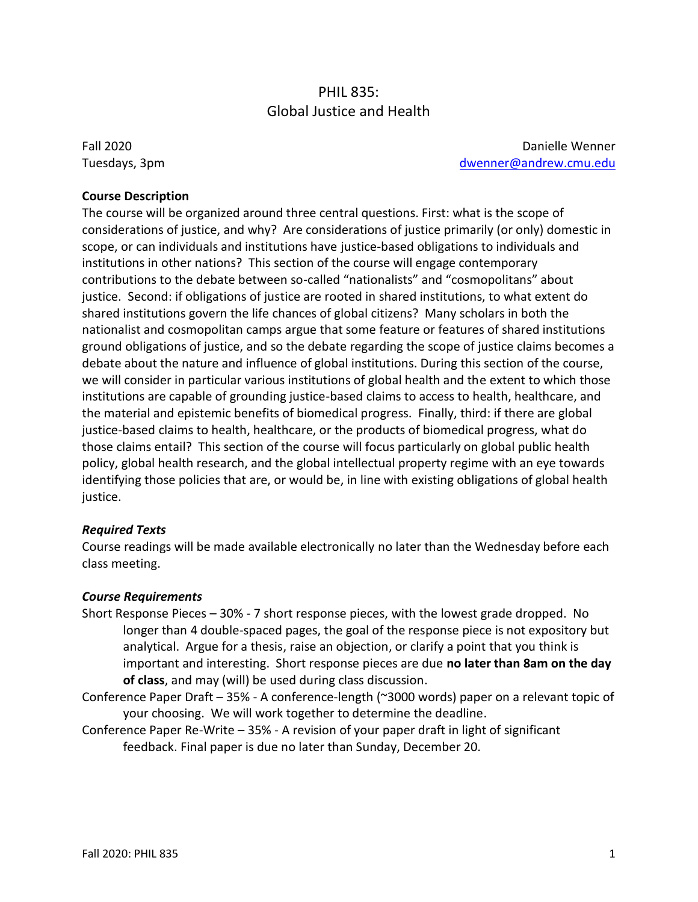# PHIL 835:
# Global Justice and Health

Fall 2020
Tuesdays, 3pm

Danielle Wenner
dwenner@andrew.cmu.edu

**Course Description**

The course will be organized around three central questions. First: what is the scope of considerations of justice, and why? Are considerations of justice primarily (or only) domestic in scope, or can individuals and institutions have justice-based obligations to individuals and institutions in other nations? This section of the course will engage contemporary contributions to the debate between so-called "nationalists" and "cosmopolitans" about justice. Second: if obligations of justice are rooted in shared institutions, to what extent do shared institutions govern the life chances of global citizens? Many scholars in both the nationalist and cosmopolitan camps argue that some feature or features of shared institutions ground obligations of justice, and so the debate regarding the scope of justice claims becomes a debate about the nature and influence of global institutions. During this section of the course, we will consider in particular various institutions of global health and the extent to which those institutions are capable of grounding justice-based claims to access to health, healthcare, and the material and epistemic benefits of biomedical progress. Finally, third: if there are global justice-based claims to health, healthcare, or the products of biomedical progress, what do those claims entail? This section of the course will focus particularly on global public health policy, global health research, and the global intellectual property regime with an eye towards identifying those policies that are, or would be, in line with existing obligations of global health justice.

***Required Texts***

Course readings will be made available electronically no later than the Wednesday before each class meeting.

***Course Requirements***

Short Response Pieces – 30% - 7 short response pieces, with the lowest grade dropped. No longer than 4 double-spaced pages, the goal of the response piece is not expository but analytical. Argue for a thesis, raise an objection, or clarify a point that you think is important and interesting. Short response pieces are due **no later than 8am on the day of class**, and may (will) be used during class discussion.

Conference Paper Draft – 35% - A conference-length (~3000 words) paper on a relevant topic of your choosing. We will work together to determine the deadline.

Conference Paper Re-Write – 35% - A revision of your paper draft in light of significant feedback. Final paper is due no later than Sunday, December 20.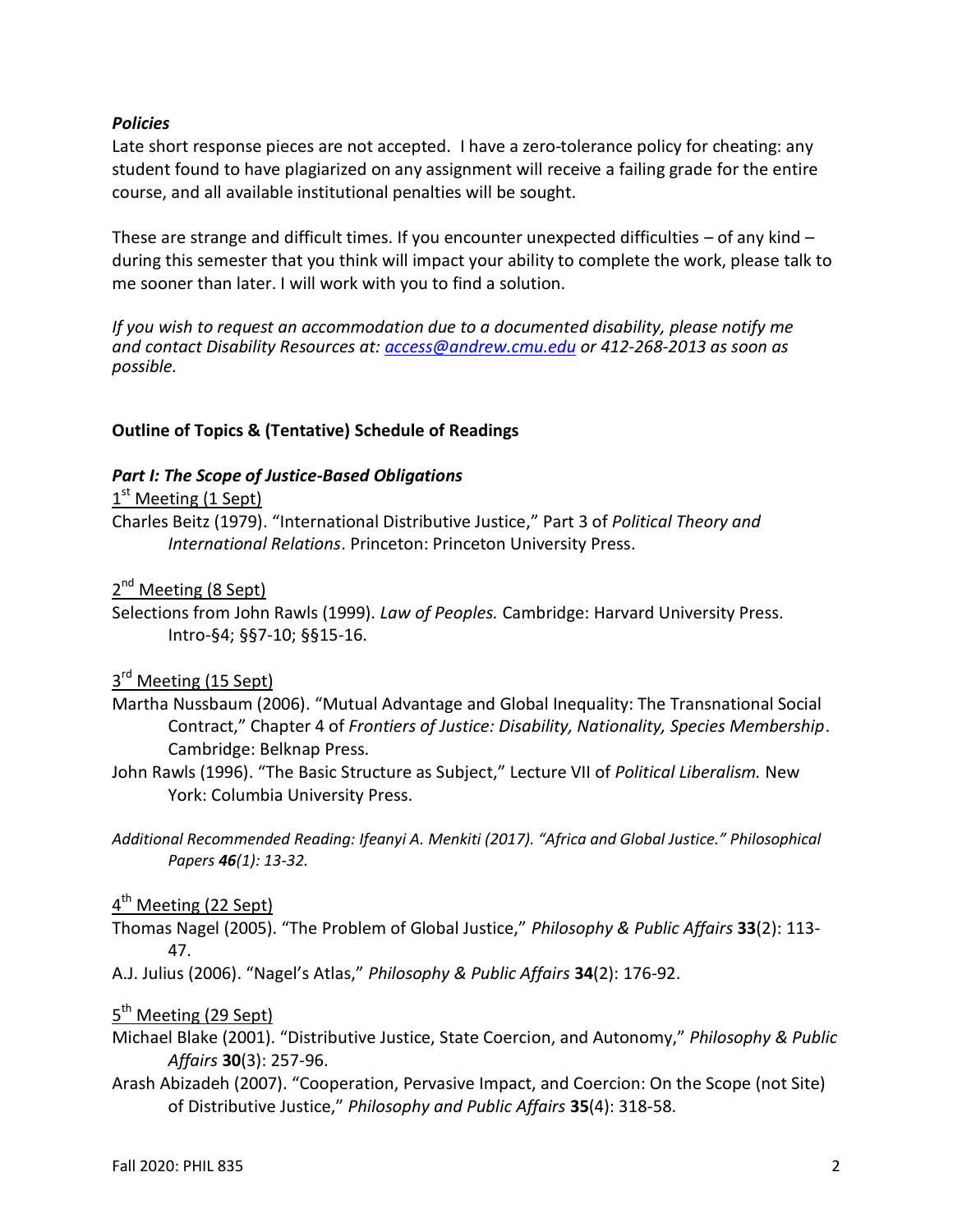### *Policies*

Late short response pieces are not accepted. I have a zero-tolerance policy for cheating: any student found to have plagiarized on any assignment will receive a failing grade for the entire course, and all available institutional penalties will be sought.

These are strange and difficult times. If you encounter unexpected difficulties – of any kind – during this semester that you think will impact your ability to complete the work, please talk to me sooner than later. I will work with you to find a solution.

*If you wish to request an accommodation due to a documented disability, please notify me and contact Disability Resources at: access@andrew.cmu.edu or 412-268-2013 as soon as possible.*

## Outline of Topics & (Tentative) Schedule of Readings

### *Part I: The Scope of Justice-Based Obligations*

1st Meeting (1 Sept)

Charles Beitz (1979). "International Distributive Justice," Part 3 of *Political Theory and International Relations*. Princeton: Princeton University Press.

2nd Meeting (8 Sept)

Selections from John Rawls (1999). *Law of Peoples.* Cambridge: Harvard University Press. Intro-§4; §§7-10; §§15-16.

3rd Meeting (15 Sept)

Martha Nussbaum (2006). "Mutual Advantage and Global Inequality: The Transnational Social Contract," Chapter 4 of *Frontiers of Justice: Disability, Nationality, Species Membership*. Cambridge: Belknap Press.

John Rawls (1996). "The Basic Structure as Subject," Lecture VII of *Political Liberalism.* New York: Columbia University Press.

*Additional Recommended Reading: Ifeanyi A. Menkiti (2017). "Africa and Global Justice." Philosophical Papers **46**(1): 13-32.*

4th Meeting (22 Sept)

Thomas Nagel (2005). "The Problem of Global Justice," *Philosophy & Public Affairs* **33**(2): 113-47.

A.J. Julius (2006). "Nagel's Atlas," *Philosophy & Public Affairs* **34**(2): 176-92.

5th Meeting (29 Sept)

Michael Blake (2001). "Distributive Justice, State Coercion, and Autonomy," *Philosophy & Public Affairs* **30**(3): 257-96.

Arash Abizadeh (2007). "Cooperation, Pervasive Impact, and Coercion: On the Scope (not Site) of Distributive Justice," *Philosophy and Public Affairs* **35**(4): 318-58.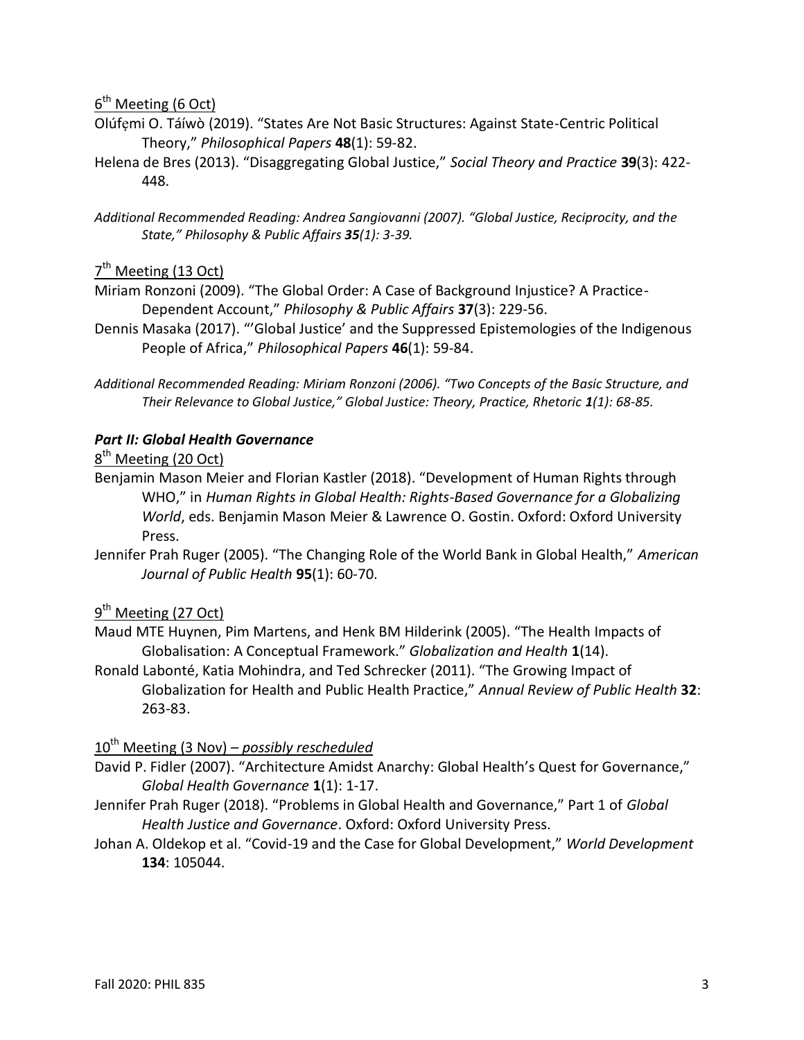6th Meeting (6 Oct)

Olúfẹmi O. Táíwò (2019). "States Are Not Basic Structures: Against State-Centric Political Theory," *Philosophical Papers* **48**(1): 59-82.

Helena de Bres (2013). "Disaggregating Global Justice," *Social Theory and Practice* **39**(3): 422-448.

*Additional Recommended Reading: Andrea Sangiovanni (2007). "Global Justice, Reciprocity, and the State," Philosophy & Public Affairs **35**(1): 3-39.*

7th Meeting (13 Oct)

Miriam Ronzoni (2009). "The Global Order: A Case of Background Injustice? A Practice-Dependent Account," *Philosophy & Public Affairs* **37**(3): 229-56.

Dennis Masaka (2017). "'Global Justice' and the Suppressed Epistemologies of the Indigenous People of Africa," *Philosophical Papers* **46**(1): 59-84.

*Additional Recommended Reading: Miriam Ronzoni (2006). "Two Concepts of the Basic Structure, and Their Relevance to Global Justice," Global Justice: Theory, Practice, Rhetoric **1**(1): 68-85.*

### *Part II: Global Health Governance*

8th Meeting (20 Oct)

Benjamin Mason Meier and Florian Kastler (2018). "Development of Human Rights through WHO," in *Human Rights in Global Health: Rights-Based Governance for a Globalizing World*, eds. Benjamin Mason Meier & Lawrence O. Gostin. Oxford: Oxford University Press.

Jennifer Prah Ruger (2005). "The Changing Role of the World Bank in Global Health," *American Journal of Public Health* **95**(1): 60-70.

9th Meeting (27 Oct)

Maud MTE Huynen, Pim Martens, and Henk BM Hilderink (2005). "The Health Impacts of Globalisation: A Conceptual Framework." *Globalization and Health* **1**(14).

Ronald Labonté, Katia Mohindra, and Ted Schrecker (2011). "The Growing Impact of Globalization for Health and Public Health Practice," *Annual Review of Public Health* **32**: 263-83.

10th Meeting (3 Nov) – *possibly rescheduled*

David P. Fidler (2007). "Architecture Amidst Anarchy: Global Health's Quest for Governance," *Global Health Governance* **1**(1): 1-17.

Jennifer Prah Ruger (2018). "Problems in Global Health and Governance," Part 1 of *Global Health Justice and Governance*. Oxford: Oxford University Press.

Johan A. Oldekop et al. "Covid-19 and the Case for Global Development," *World Development* **134**: 105044.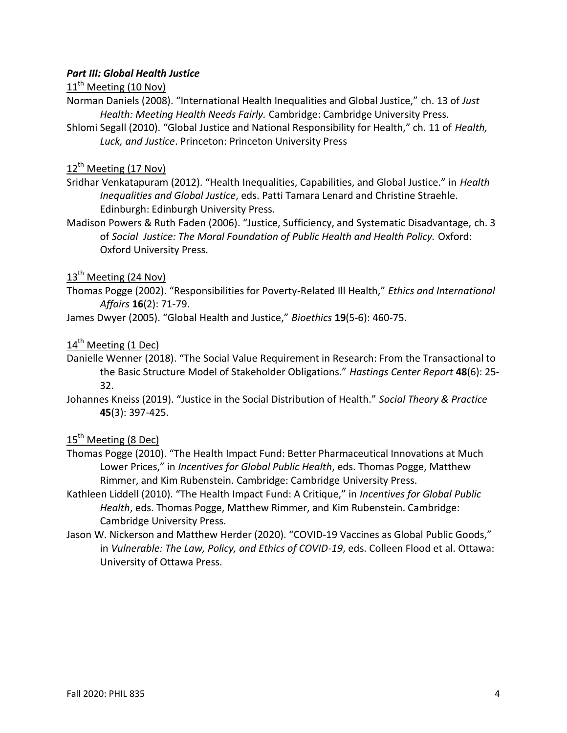***Part III: Global Health Justice***

<u>11th Meeting (10 Nov)</u>

Norman Daniels (2008). "International Health Inequalities and Global Justice," ch. 13 of *Just Health: Meeting Health Needs Fairly.* Cambridge: Cambridge University Press.

Shlomi Segall (2010). "Global Justice and National Responsibility for Health," ch. 11 of *Health, Luck, and Justice*. Princeton: Princeton University Press

<u>12th Meeting (17 Nov)</u>

Sridhar Venkatapuram (2012). "Health Inequalities, Capabilities, and Global Justice." in *Health Inequalities and Global Justice*, eds. Patti Tamara Lenard and Christine Straehle. Edinburgh: Edinburgh University Press.

Madison Powers & Ruth Faden (2006). "Justice, Sufficiency, and Systematic Disadvantage, ch. 3 of *Social Justice: The Moral Foundation of Public Health and Health Policy.* Oxford: Oxford University Press.

<u>13th Meeting (24 Nov)</u>

Thomas Pogge (2002). "Responsibilities for Poverty-Related Ill Health," *Ethics and International Affairs* **16**(2): 71-79.

James Dwyer (2005). "Global Health and Justice," *Bioethics* **19**(5-6): 460-75.

<u>14th Meeting (1 Dec)</u>

Danielle Wenner (2018). "The Social Value Requirement in Research: From the Transactional to the Basic Structure Model of Stakeholder Obligations." *Hastings Center Report* **48**(6): 25-32.

Johannes Kneiss (2019). "Justice in the Social Distribution of Health." *Social Theory & Practice* **45**(3): 397-425.

<u>15th Meeting (8 Dec)</u>

Thomas Pogge (2010). "The Health Impact Fund: Better Pharmaceutical Innovations at Much Lower Prices," in *Incentives for Global Public Health*, eds. Thomas Pogge, Matthew Rimmer, and Kim Rubenstein. Cambridge: Cambridge University Press.

Kathleen Liddell (2010). "The Health Impact Fund: A Critique," in *Incentives for Global Public Health*, eds. Thomas Pogge, Matthew Rimmer, and Kim Rubenstein. Cambridge: Cambridge University Press.

Jason W. Nickerson and Matthew Herder (2020). "COVID-19 Vaccines as Global Public Goods," in *Vulnerable: The Law, Policy, and Ethics of COVID-19*, eds. Colleen Flood et al. Ottawa: University of Ottawa Press.